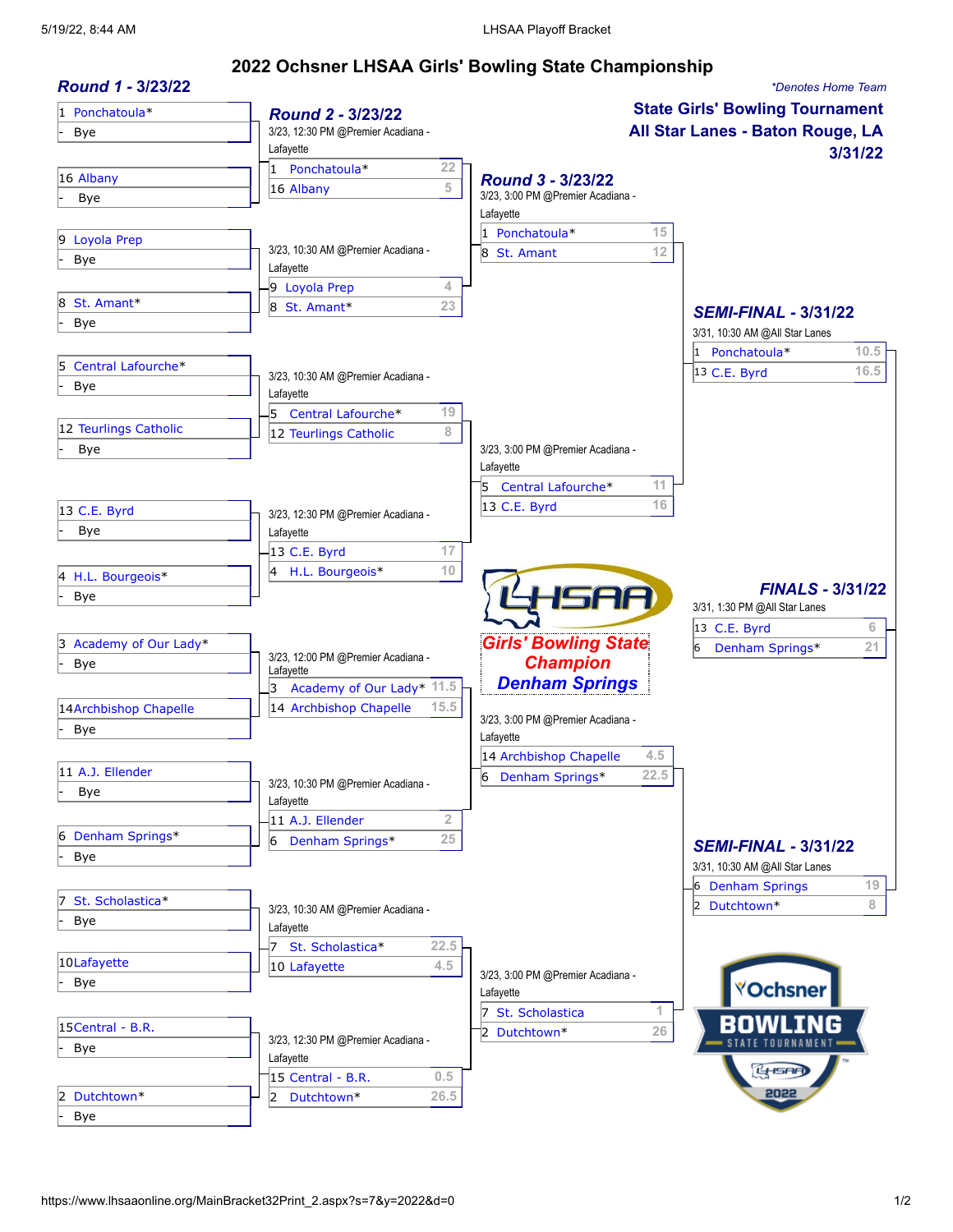# 2022 Ochsner LHSAA Girls' Bowling State Championship

*Denotes Home Team

**State Girls' Bowling Tournament**
**All Star Lanes - Baton Rouge, LA**
**3/31/22**

## Round 1 - 3/23/22

| Seed | Team | Opponent |
|---|---|---|
| 1 | Ponchatoula* | Bye |
| 16 | Albany | Bye |
| 9 | Loyola Prep | Bye |
| 8 | St. Amant* | Bye |
| 5 | Central Lafourche* | Bye |
| 12 | Teurlings Catholic | Bye |
| 13 | C.E. Byrd | Bye |
| 4 | H.L. Bourgeois* | Bye |
| 3 | Academy of Our Lady* | Bye |
| 14 | Archbishop Chapelle | Bye |
| 11 | A.J. Ellender | Bye |
| 6 | Denham Springs* | Bye |
| 7 | St. Scholastica* | Bye |
| 10 | Lafayette | Bye |
| 15 | Central - B.R. | Bye |
| 2 | Dutchtown* | Bye |

## Round 2 - 3/23/22

| Time/Location | Seed | Team | Score |
|---|---|---|---|
| 3/23, 12:30 PM @Premier Acadiana - Lafayette | 1 | Ponchatoula* | 22 |
| | 16 | Albany | 5 |
| 3/23, 10:30 AM @Premier Acadiana - Lafayette | 9 | Loyola Prep | 4 |
| | 8 | St. Amant* | 23 |
| 3/23, 10:30 AM @Premier Acadiana - Lafayette | 5 | Central Lafourche* | 19 |
| | 12 | Teurlings Catholic | 8 |
| 3/23, 12:30 PM @Premier Acadiana - Lafayette | 13 | C.E. Byrd | 17 |
| | 4 | H.L. Bourgeois* | 10 |
| 3/23, 12:00 PM @Premier Acadiana - Lafayette | 3 | Academy of Our Lady* | 11.5 |
| | 14 | Archbishop Chapelle | 15.5 |
| 3/23, 10:30 AM @Premier Acadiana - Lafayette | 11 | A.J. Ellender | 2 |
| | 6 | Denham Springs* | 25 |
| 3/23, 10:30 AM @Premier Acadiana - Lafayette | 7 | St. Scholastica* | 22.5 |
| | 10 | Lafayette | 4.5 |
| 3/23, 12:30 PM @Premier Acadiana - Lafayette | 15 | Central - B.R. | 0.5 |
| | 2 | Dutchtown* | 26.5 |

## Round 3 - 3/23/22

| Time/Location | Seed | Team | Score |
|---|---|---|---|
| 3/23, 3:00 PM @Premier Acadiana - Lafayette | 1 | Ponchatoula* | 15 |
| | 8 | St. Amant | 12 |
| 3/23, 3:00 PM @Premier Acadiana - Lafayette | 5 | Central Lafourche* | 11 |
| | 13 | C.E. Byrd | 16 |
| 3/23, 3:00 PM @Premier Acadiana - Lafayette | 14 | Archbishop Chapelle | 4.5 |
| | 6 | Denham Springs* | 22.5 |
| 3/23, 3:00 PM @Premier Acadiana - Lafayette | 7 | St. Scholastica | 1 |
| | 2 | Dutchtown* | 26 |

## SEMI-FINAL - 3/31/22

| Time/Location | Seed | Team | Score |
|---|---|---|---|
| 3/31, 10:30 AM @All Star Lanes | 1 | Ponchatoula* | 10.5 |
| | 13 | C.E. Byrd | 16.5 |
| 3/31, 10:30 AM @All Star Lanes | 6 | Denham Springs | 19 |
| | 2 | Dutchtown* | 8 |

## FINALS - 3/31/22

| Time/Location | Seed | Team | Score |
|---|---|---|---|
| 3/31, 1:30 PM @All Star Lanes | 13 | C.E. Byrd | 6 |
| | 6 | Denham Springs* | 21 |

**Girls' Bowling State Champion**
**Denham Springs**